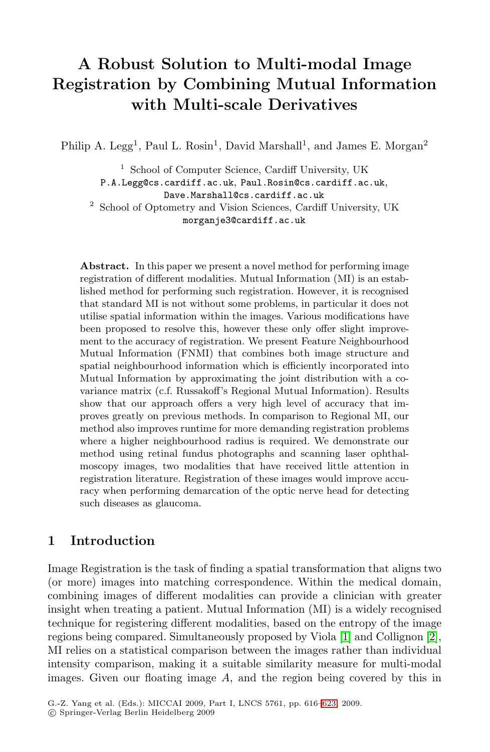# A Robust Solution to Multi-modal Image Registration by Combining Mutual Information with Multi-scale Derivatives

Philip A. Legg[1], Paul L. Rosin[1], David Marshall[1], and James E. Morgan[2]

[1] School of Computer Science, Cardiff University, UK
P.A.Legg@cs.cardiff.ac.uk, Paul.Rosin@cs.cardiff.ac.uk, Dave.Marshall@cs.cardiff.ac.uk

[2] School of Optometry and Vision Sciences, Cardiff University, UK
morganje3@cardiff.ac.uk

**Abstract.** In this paper we present a novel method for performing image registration of different modalities. Mutual Information (MI) is an established method for performing such registration. However, it is recognised that standard MI is not without some problems, in particular it does not utilise spatial information within the images. Various modifications have been proposed to resolve this, however these only offer slight improvement to the accuracy of registration. We present Feature Neighbourhood Mutual Information (FNMI) that combines both image structure and spatial neighbourhood information which is efficiently incorporated into Mutual Information by approximating the joint distribution with a covariance matrix (c.f. Russakoff's Regional Mutual Information). Results show that our approach offers a very high level of accuracy that improves greatly on previous methods. In comparison to Regional MI, our method also improves runtime for more demanding registration problems where a higher neighbourhood radius is required. We demonstrate our method using retinal fundus photographs and scanning laser ophthalmoscopy images, two modalities that have received little attention in registration literature. Registration of these images would improve accuracy when performing demarcation of the optic nerve head for detecting such diseases as glaucoma.

## 1 Introduction

Image Registration is the task of finding a spatial transformation that aligns two (or more) images into matching correspondence. Within the medical domain, combining images of different modalities can provide a clinician with greater insight when treating a patient. Mutual Information (MI) is a widely recognised technique for registering different modalities, based on the entropy of the image regions being compared. Simultaneously proposed by Viola [1] and Collignon [2], MI relies on a statistical comparison between the images rather than individual intensity comparison, making it a suitable similarity measure for multi-modal images. Given our floating image $A$, and the region being covered by this in

G.-Z. Yang et al. (Eds.): MICCAI 2009, Part I, LNCS 5761, pp. 616–623, 2009.
© Springer-Verlag Berlin Heidelberg 2009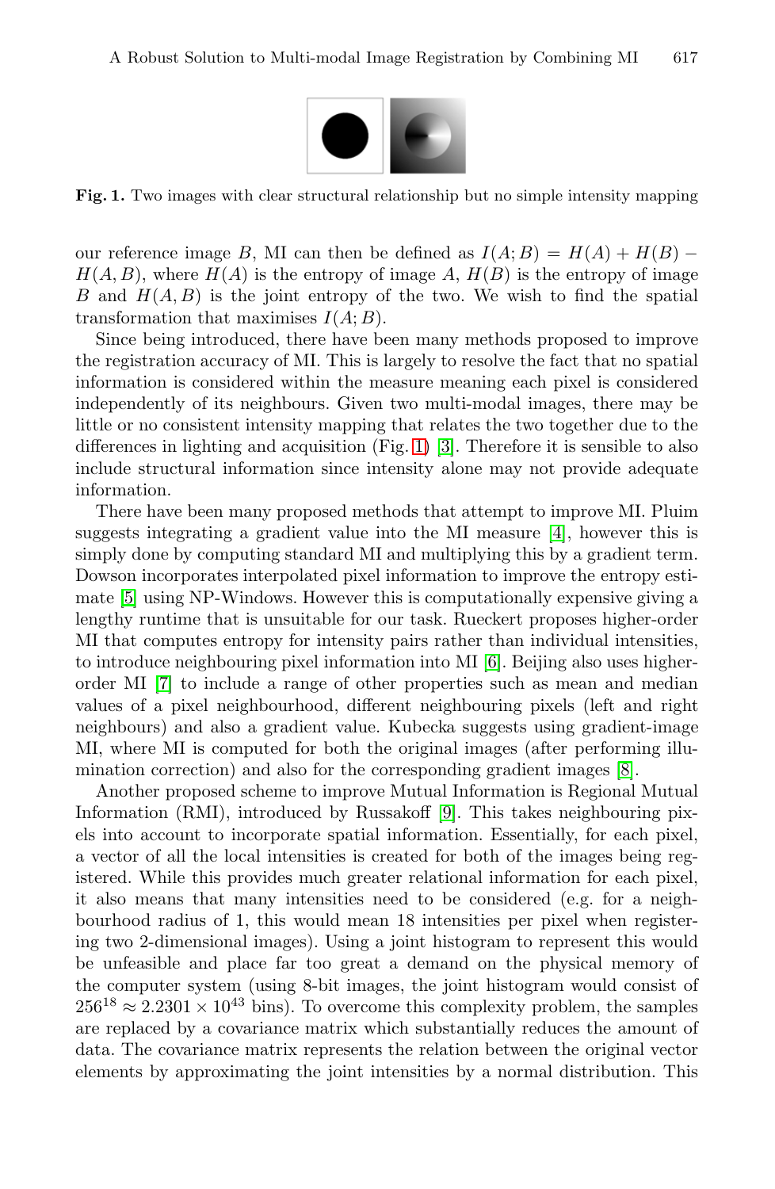**Fig. 1.** Two images with clear structural relationship but no simple intensity mapping

our reference image $B$, MI can then be defined as $I(A;B) = H(A) + H(B) - H(A,B)$, where $H(A)$ is the entropy of image $A$, $H(B)$ is the entropy of image $B$ and $H(A,B)$ is the joint entropy of the two. We wish to find the spatial transformation that maximises $I(A;B)$.

Since being introduced, there have been many methods proposed to improve the registration accuracy of MI. This is largely to resolve the fact that no spatial information is considered within the measure meaning each pixel is considered independently of its neighbours. Given two multi-modal images, there may be little or no consistent intensity mapping that relates the two together due to the differences in lighting and acquisition (Fig. 1) [3]. Therefore it is sensible to also include structural information since intensity alone may not provide adequate information.

There have been many proposed methods that attempt to improve MI. Pluim suggests integrating a gradient value into the MI measure [4], however this is simply done by computing standard MI and multiplying this by a gradient term. Dowson incorporates interpolated pixel information to improve the entropy estimate [5] using NP-Windows. However this is computationally expensive giving a lengthy runtime that is unsuitable for our task. Rueckert proposes higher-order MI that computes entropy for intensity pairs rather than individual intensities, to introduce neighbouring pixel information into MI [6]. Beijing also uses higher-order MI [7] to include a range of other properties such as mean and median values of a pixel neighbourhood, different neighbouring pixels (left and right neighbours) and also a gradient value. Kubecka suggests using gradient-image MI, where MI is computed for both the original images (after performing illumination correction) and also for the corresponding gradient images [8].

Another proposed scheme to improve Mutual Information is Regional Mutual Information (RMI), introduced by Russakoff [9]. This takes neighbouring pixels into account to incorporate spatial information. Essentially, for each pixel, a vector of all the local intensities is created for both of the images being registered. While this provides much greater relational information for each pixel, it also means that many intensities need to be considered (e.g. for a neighbourhood radius of 1, this would mean 18 intensities per pixel when registering two 2-dimensional images). Using a joint histogram to represent this would be unfeasible and place far too great a demand on the physical memory of the computer system (using 8-bit images, the joint histogram would consist of $256^{18} \approx 2.2301 \times 10^{43}$ bins). To overcome this complexity problem, the samples are replaced by a covariance matrix which substantially reduces the amount of data. The covariance matrix represents the relation between the original vector elements by approximating the joint intensities by a normal distribution. This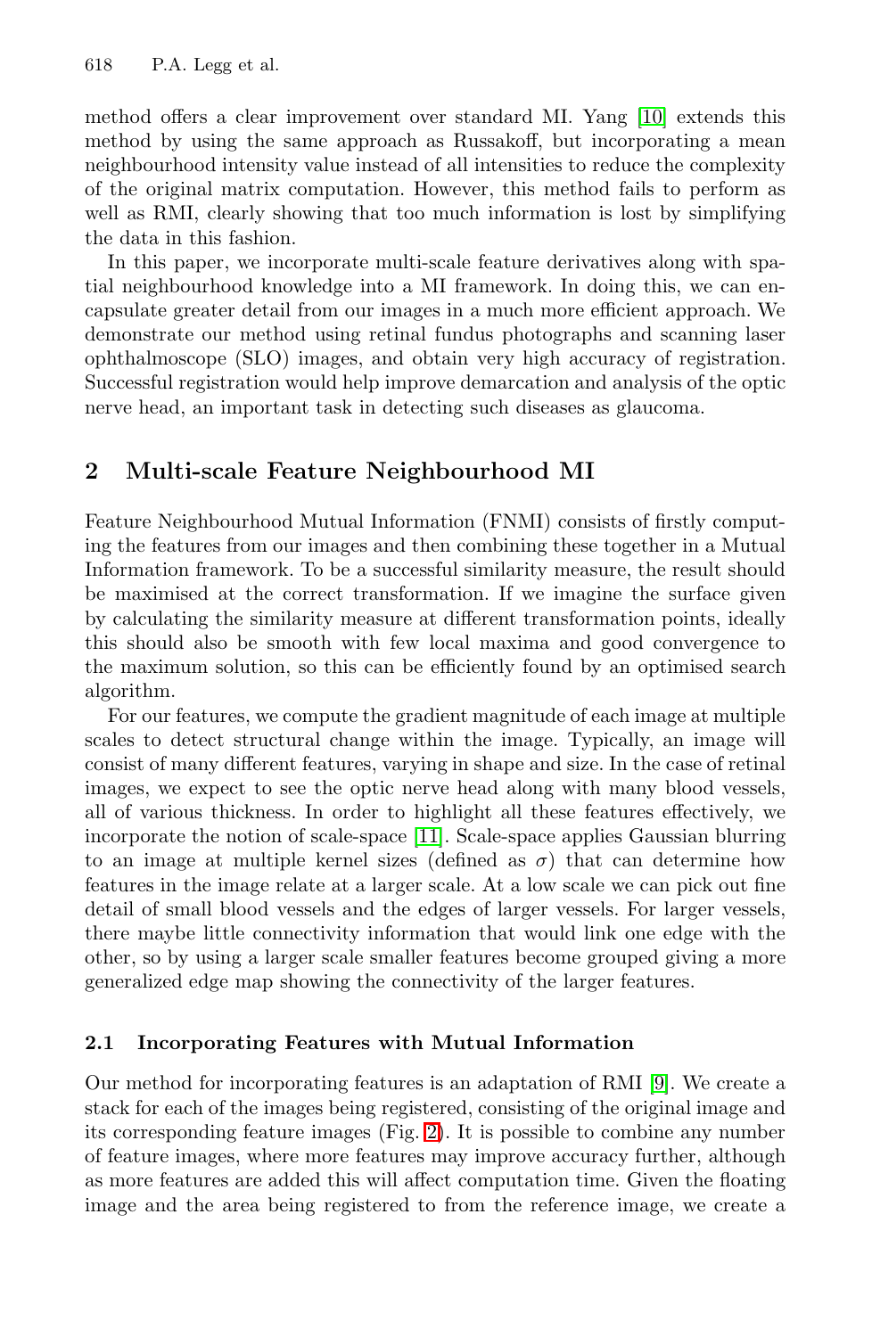method offers a clear improvement over standard MI. Yang [10] extends this method by using the same approach as Russakoff, but incorporating a mean neighbourhood intensity value instead of all intensities to reduce the complexity of the original matrix computation. However, this method fails to perform as well as RMI, clearly showing that too much information is lost by simplifying the data in this fashion.

In this paper, we incorporate multi-scale feature derivatives along with spatial neighbourhood knowledge into a MI framework. In doing this, we can encapsulate greater detail from our images in a much more efficient approach. We demonstrate our method using retinal fundus photographs and scanning laser ophthalmoscope (SLO) images, and obtain very high accuracy of registration. Successful registration would help improve demarcation and analysis of the optic nerve head, an important task in detecting such diseases as glaucoma.

## 2 Multi-scale Feature Neighbourhood MI

Feature Neighbourhood Mutual Information (FNMI) consists of firstly computing the features from our images and then combining these together in a Mutual Information framework. To be a successful similarity measure, the result should be maximised at the correct transformation. If we imagine the surface given by calculating the similarity measure at different transformation points, ideally this should also be smooth with few local maxima and good convergence to the maximum solution, so this can be efficiently found by an optimised search algorithm.

For our features, we compute the gradient magnitude of each image at multiple scales to detect structural change within the image. Typically, an image will consist of many different features, varying in shape and size. In the case of retinal images, we expect to see the optic nerve head along with many blood vessels, all of various thickness. In order to highlight all these features effectively, we incorporate the notion of scale-space [11]. Scale-space applies Gaussian blurring to an image at multiple kernel sizes (defined as $\sigma$) that can determine how features in the image relate at a larger scale. At a low scale we can pick out fine detail of small blood vessels and the edges of larger vessels. For larger vessels, there maybe little connectivity information that would link one edge with the other, so by using a larger scale smaller features become grouped giving a more generalized edge map showing the connectivity of the larger features.

### 2.1 Incorporating Features with Mutual Information

Our method for incorporating features is an adaptation of RMI [9]. We create a stack for each of the images being registered, consisting of the original image and its corresponding feature images (Fig. 2). It is possible to combine any number of feature images, where more features may improve accuracy further, although as more features are added this will affect computation time. Given the floating image and the area being registered to from the reference image, we create a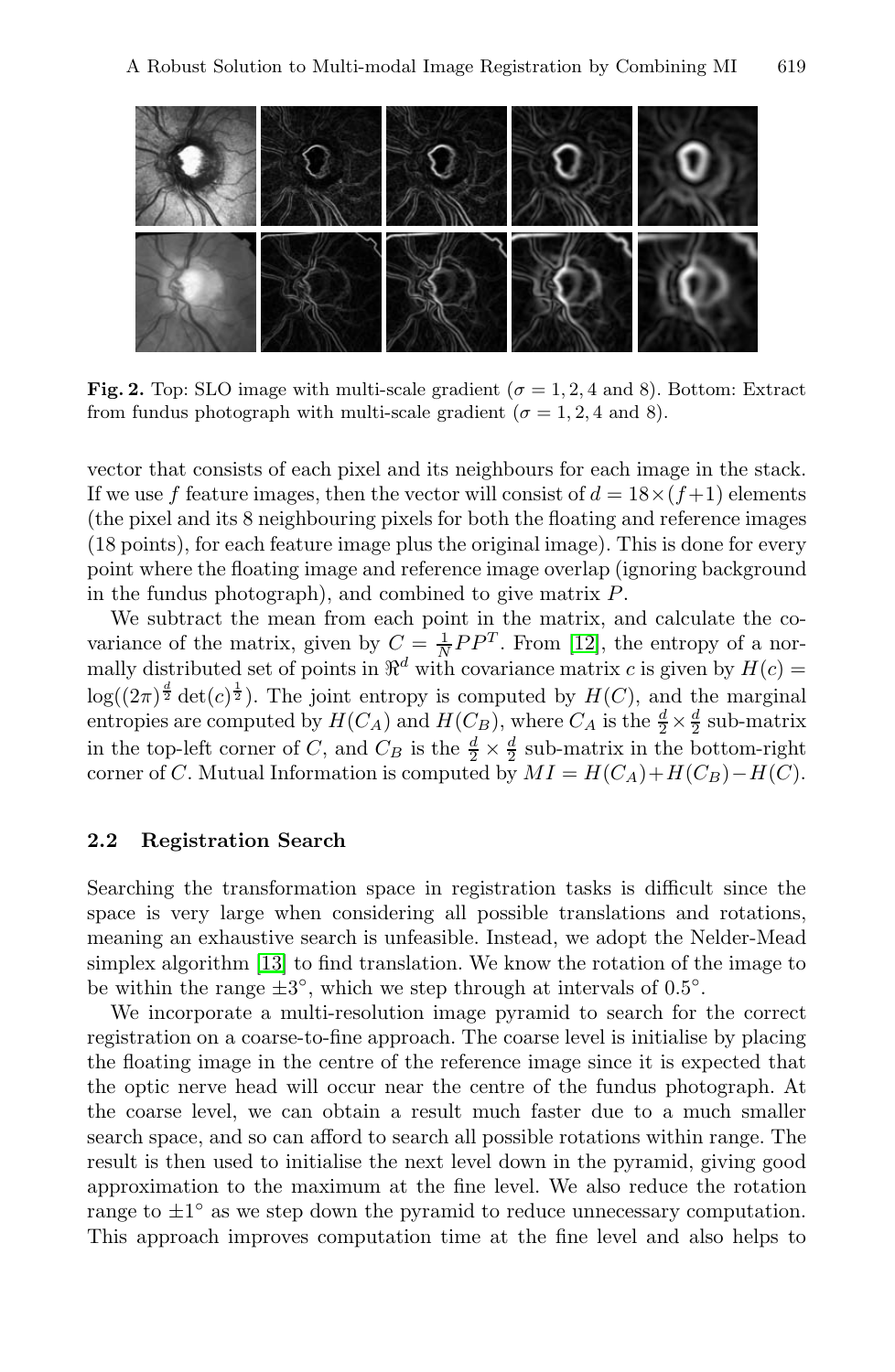**Fig. 2.** Top: SLO image with multi-scale gradient ($\sigma = 1, 2, 4$ and 8). Bottom: Extract from fundus photograph with multi-scale gradient ($\sigma = 1, 2, 4$ and 8).

vector that consists of each pixel and its neighbours for each image in the stack. If we use $f$ feature images, then the vector will consist of $d = 18 \times (f+1)$ elements (the pixel and its 8 neighbouring pixels for both the floating and reference images (18 points), for each feature image plus the original image). This is done for every point where the floating image and reference image overlap (ignoring background in the fundus photograph), and combined to give matrix $P$.

We subtract the mean from each point in the matrix, and calculate the covariance of the matrix, given by $C = \frac{1}{N} P P^T$. From [12], the entropy of a normally distributed set of points in $\Re^d$ with covariance matrix $c$ is given by $H(c) = \log((2\pi)^{\frac{d}{2}} \det(c)^{\frac{1}{2}})$. The joint entropy is computed by $H(C)$, and the marginal entropies are computed by $H(C_A)$ and $H(C_B)$, where $C_A$ is the $\frac{d}{2} \times \frac{d}{2}$ sub-matrix in the top-left corner of $C$, and $C_B$ is the $\frac{d}{2} \times \frac{d}{2}$ sub-matrix in the bottom-right corner of $C$. Mutual Information is computed by $MI = H(C_A) + H(C_B) - H(C)$.

### 2.2 Registration Search

Searching the transformation space in registration tasks is difficult since the space is very large when considering all possible translations and rotations, meaning an exhaustive search is unfeasible. Instead, we adopt the Nelder-Mead simplex algorithm [13] to find translation. We know the rotation of the image to be within the range $\pm 3^\circ$, which we step through at intervals of $0.5^\circ$.

We incorporate a multi-resolution image pyramid to search for the correct registration on a coarse-to-fine approach. The coarse level is initialise by placing the floating image in the centre of the reference image since it is expected that the optic nerve head will occur near the centre of the fundus photograph. At the coarse level, we can obtain a result much faster due to a much smaller search space, and so can afford to search all possible rotations within range. The result is then used to initialise the next level down in the pyramid, giving good approximation to the maximum at the fine level. We also reduce the rotation range to $\pm 1^\circ$ as we step down the pyramid to reduce unnecessary computation. This approach improves computation time at the fine level and also helps to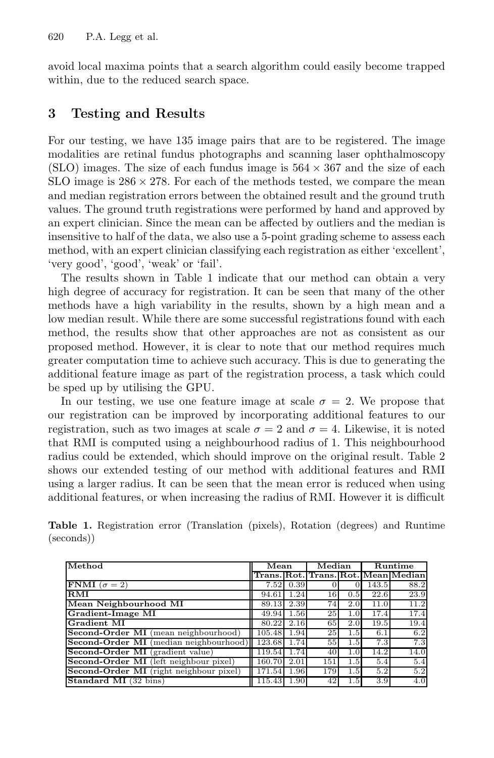avoid local maxima points that a search algorithm could easily become trapped within, due to the reduced search space.

## 3 Testing and Results

For our testing, we have 135 image pairs that are to be registered. The image modalities are retinal fundus photographs and scanning laser ophthalmoscopy (SLO) images. The size of each fundus image is $564 \times 367$ and the size of each SLO image is $286 \times 278$. For each of the methods tested, we compare the mean and median registration errors between the obtained result and the ground truth values. The ground truth registrations were performed by hand and approved by an expert clinician. Since the mean can be affected by outliers and the median is insensitive to half of the data, we also use a 5-point grading scheme to assess each method, with an expert clinician classifying each registration as either 'excellent', 'very good', 'good', 'weak' or 'fail'.

The results shown in Table 1 indicate that our method can obtain a very high degree of accuracy for registration. It can be seen that many of the other methods have a high variability in the results, shown by a high mean and a low median result. While there are some successful registrations found with each method, the results show that other approaches are not as consistent as our proposed method. However, it is clear to note that our method requires much greater computation time to achieve such accuracy. This is due to generating the additional feature image as part of the registration process, a task which could be sped up by utilising the GPU.

In our testing, we use one feature image at scale $\sigma = 2$. We propose that our registration can be improved by incorporating additional features to our registration, such as two images at scale $\sigma = 2$ and $\sigma = 4$. Likewise, it is noted that RMI is computed using a neighbourhood radius of 1. This neighbourhood radius could be extended, which should improve on the original result. Table 2 shows our extended testing of our method with additional features and RMI using a larger radius. It can be seen that the mean error is reduced when using additional features, or when increasing the radius of RMI. However it is difficult

**Table 1.** Registration error (Translation (pixels), Rotation (degrees) and Runtime (seconds))

| Method | Mean | | Median | | Runtime | |
|---|---|---|---|---|---|---|
| | Trans. | Rot. | Trans. | Rot. | Mean | Median |
| **FNMI** ($\sigma = 2$) | 7.52 | 0.39 | 0 | 0 | 143.5 | 88.2 |
| **RMI** | 94.61 | 1.24 | 16 | 0.5 | 22.6 | 23.9 |
| **Mean Neighbourhood MI** | 89.13 | 2.39 | 74 | 2.0 | 11.0 | 11.2 |
| **Gradient-Image MI** | 49.94 | 1.56 | 25 | 1.0 | 17.4 | 17.4 |
| **Gradient MI** | 80.22 | 2.16 | 65 | 2.0 | 19.5 | 19.4 |
| **Second-Order MI** (mean neighbourhood) | 105.48 | 1.94 | 25 | 1.5 | 6.1 | 6.2 |
| **Second-Order MI** (median neighbourhood) | 123.68 | 1.74 | 55 | 1.5 | 7.3 | 7.3 |
| **Second-Order MI** (gradient value) | 119.54 | 1.74 | 40 | 1.0 | 14.2 | 14.0 |
| **Second-Order MI** (left neighbour pixel) | 160.70 | 2.01 | 151 | 1.5 | 5.4 | 5.4 |
| **Second-Order MI** (right neighbour pixel) | 171.54 | 1.96 | 179 | 1.5 | 5.2 | 5.2 |
| **Standard MI** (32 bins) | 115.43 | 1.90 | 42 | 1.5 | 3.9 | 4.0 |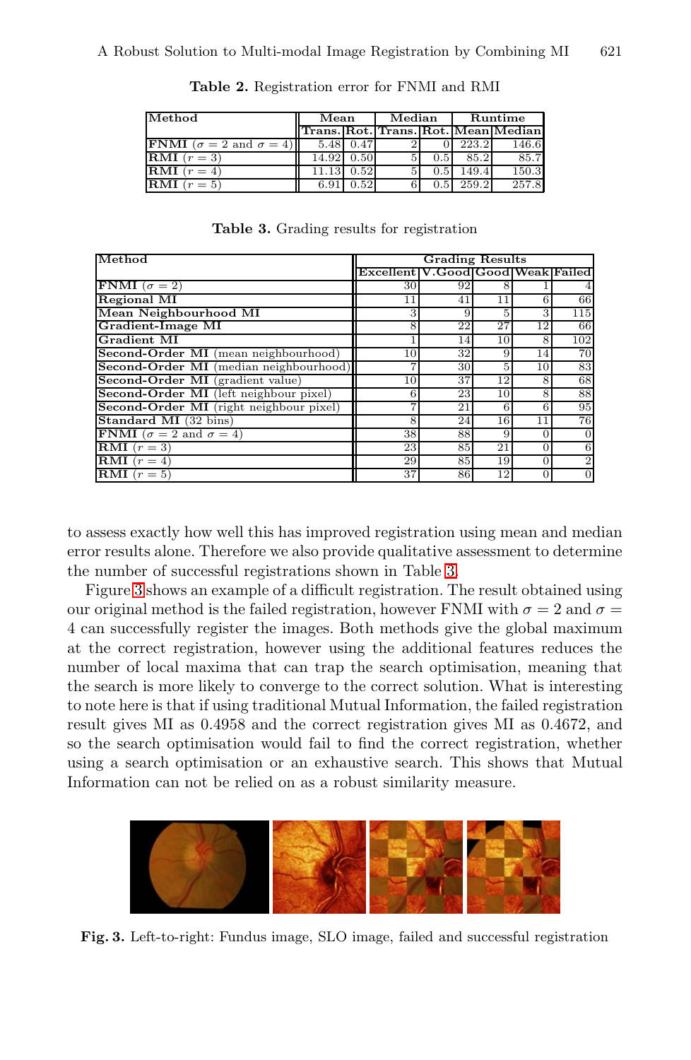**Table 2.** Registration error for FNMI and RMI

| Method | Mean | | Median | | Runtime | |
|---|---|---|---|---|---|---|
| | Trans. | Rot. | Trans. | Rot. | Mean | Median |
| **FNMI** ($\sigma = 2$ and $\sigma = 4$) | 5.48 | 0.47 | 2 | 0 | 223.2 | 146.6 |
| **RMI** ($r = 3$) | 14.92 | 0.50 | 5 | 0.5 | 85.2 | 85.7 |
| **RMI** ($r = 4$) | 11.13 | 0.52 | 5 | 0.5 | 149.4 | 150.3 |
| **RMI** ($r = 5$) | 6.91 | 0.52 | 6 | 0.5 | 259.2 | 257.8 |

**Table 3.** Grading results for registration

| Method | Grading Results | | | | |
|---|---|---|---|---|---|
| | Excellent | V.Good | Good | Weak | Failed |
| **FNMI** ($\sigma = 2$) | 30 | 92 | 8 | 1 | 4 |
| **Regional MI** | 11 | 41 | 11 | 6 | 66 |
| **Mean Neighbourhood MI** | 3 | 9 | 5 | 3 | 115 |
| **Gradient-Image MI** | 8 | 22 | 27 | 12 | 66 |
| **Gradient MI** | 1 | 14 | 10 | 8 | 102 |
| **Second-Order MI** (mean neighbourhood) | 10 | 32 | 9 | 14 | 70 |
| **Second-Order MI** (median neighbourhood) | 7 | 30 | 5 | 10 | 83 |
| **Second-Order MI** (gradient value) | 10 | 37 | 12 | 8 | 68 |
| **Second-Order MI** (left neighbour pixel) | 6 | 23 | 10 | 8 | 88 |
| **Second-Order MI** (right neighbour pixel) | 7 | 21 | 6 | 6 | 95 |
| **Standard MI** (32 bins) | 8 | 24 | 16 | 11 | 76 |
| **FNMI** ($\sigma = 2$ and $\sigma = 4$) | 38 | 88 | 9 | 0 | 0 |
| **RMI** ($r = 3$) | 23 | 85 | 21 | 0 | 6 |
| **RMI** ($r = 4$) | 29 | 85 | 19 | 0 | 2 |
| **RMI** ($r = 5$) | 37 | 86 | 12 | 0 | 0 |

to assess exactly how well this has improved registration using mean and median error results alone. Therefore we also provide qualitative assessment to determine the number of successful registrations shown in Table 3.

Figure 3 shows an example of a difficult registration. The result obtained using our original method is the failed registration, however FNMI with $\sigma = 2$ and $\sigma = 4$ can successfully register the images. Both methods give the global maximum at the correct registration, however using the additional features reduces the number of local maxima that can trap the search optimisation, meaning that the search is more likely to converge to the correct solution. What is interesting to note here is that if using traditional Mutual Information, the failed registration result gives MI as 0.4958 and the correct registration gives MI as 0.4672, and so the search optimisation would fail to find the correct registration, whether using a search optimisation or an exhaustive search. This shows that Mutual Information can not be relied on as a robust similarity measure.

**Fig. 3.** Left-to-right: Fundus image, SLO image, failed and successful registration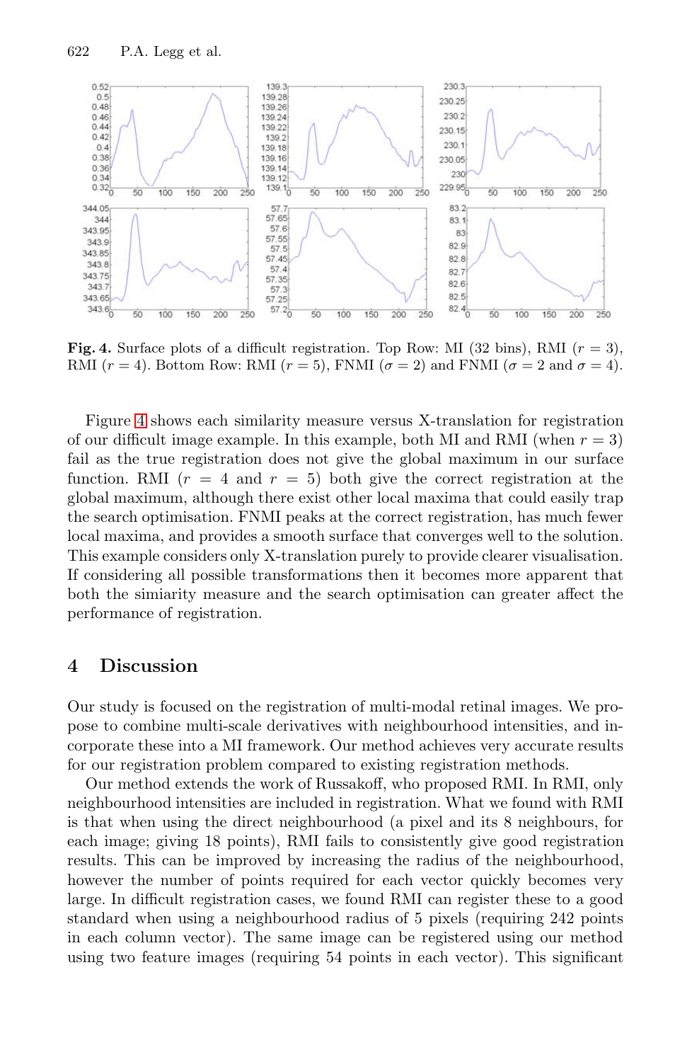**Fig. 4.** Surface plots of a difficult registration. Top Row: MI (32 bins), RMI ($r = 3$), RMI ($r = 4$). Bottom Row: RMI ($r = 5$), FNMI ($\sigma = 2$) and FNMI ($\sigma = 2$ and $\sigma = 4$).

Figure 4 shows each similarity measure versus X-translation for registration of our difficult image example. In this example, both MI and RMI (when $r = 3$) fail as the true registration does not give the global maximum in our surface function. RMI ($r = 4$ and $r = 5$) both give the correct registration at the global maximum, although there exist other local maxima that could easily trap the search optimisation. FNMI peaks at the correct registration, has much fewer local maxima, and provides a smooth surface that converges well to the solution. This example considers only X-translation purely to provide clearer visualisation. If considering all possible transformations then it becomes more apparent that both the simiarity measure and the search optimisation can greater affect the performance of registration.

## 4 Discussion

Our study is focused on the registration of multi-modal retinal images. We propose to combine multi-scale derivatives with neighbourhood intensities, and incorporate these into a MI framework. Our method achieves very accurate results for our registration problem compared to existing registration methods.

Our method extends the work of Russakoff, who proposed RMI. In RMI, only neighbourhood intensities are included in registration. What we found with RMI is that when using the direct neighbourhood (a pixel and its 8 neighbours, for each image; giving 18 points), RMI fails to consistently give good registration results. This can be improved by increasing the radius of the neighbourhood, however the number of points required for each vector quickly becomes very large. In difficult registration cases, we found RMI can register these to a good standard when using a neighbourhood radius of 5 pixels (requiring 242 points in each column vector). The same image can be registered using our method using two feature images (requiring 54 points in each vector). This significant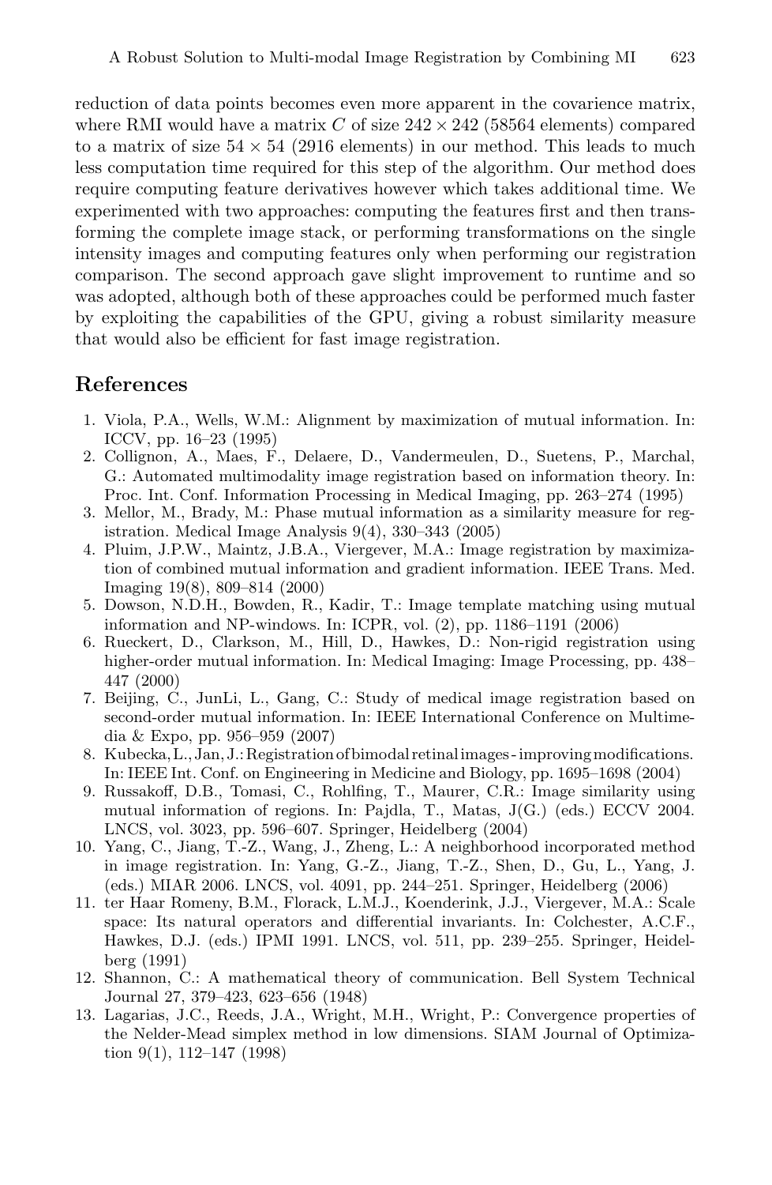reduction of data points becomes even more apparent in the covarience matrix, where RMI would have a matrix $C$ of size $242 \times 242$ (58564 elements) compared to a matrix of size $54 \times 54$ (2916 elements) in our method. This leads to much less computation time required for this step of the algorithm. Our method does require computing feature derivatives however which takes additional time. We experimented with two approaches: computing the features first and then transforming the complete image stack, or performing transformations on the single intensity images and computing features only when performing our registration comparison. The second approach gave slight improvement to runtime and so was adopted, although both of these approaches could be performed much faster by exploiting the capabilities of the GPU, giving a robust similarity measure that would also be efficient for fast image registration.

## References

1. Viola, P.A., Wells, W.M.: Alignment by maximization of mutual information. In: ICCV, pp. 16–23 (1995)
2. Collignon, A., Maes, F., Delaere, D., Vandermeulen, D., Suetens, P., Marchal, G.: Automated multimodality image registration based on information theory. In: Proc. Int. Conf. Information Processing in Medical Imaging, pp. 263–274 (1995)
3. Mellor, M., Brady, M.: Phase mutual information as a similarity measure for registration. Medical Image Analysis 9(4), 330–343 (2005)
4. Pluim, J.P.W., Maintz, J.B.A., Viergever, M.A.: Image registration by maximization of combined mutual information and gradient information. IEEE Trans. Med. Imaging 19(8), 809–814 (2000)
5. Dowson, N.D.H., Bowden, R., Kadir, T.: Image template matching using mutual information and NP-windows. In: ICPR, vol. (2), pp. 1186–1191 (2006)
6. Rueckert, D., Clarkson, M., Hill, D., Hawkes, D.: Non-rigid registration using higher-order mutual information. In: Medical Imaging: Image Processing, pp. 438–447 (2000)
7. Beijing, C., JunLi, L., Gang, C.: Study of medical image registration based on second-order mutual information. In: IEEE International Conference on Multimedia & Expo, pp. 956–959 (2007)
8. Kubecka, L., Jan, J.: Registration of bimodal retinal images - improving modifications. In: IEEE Int. Conf. on Engineering in Medicine and Biology, pp. 1695–1698 (2004)
9. Russakoff, D.B., Tomasi, C., Rohlfing, T., Maurer, C.R.: Image similarity using mutual information of regions. In: Pajdla, T., Matas, J(G.) (eds.) ECCV 2004. LNCS, vol. 3023, pp. 596–607. Springer, Heidelberg (2004)
10. Yang, C., Jiang, T.-Z., Wang, J., Zheng, L.: A neighborhood incorporated method in image registration. In: Yang, G.-Z., Jiang, T.-Z., Shen, D., Gu, L., Yang, J. (eds.) MIAR 2006. LNCS, vol. 4091, pp. 244–251. Springer, Heidelberg (2006)
11. ter Haar Romeny, B.M., Florack, L.M.J., Koenderink, J.J., Viergever, M.A.: Scale space: Its natural operators and differential invariants. In: Colchester, A.C.F., Hawkes, D.J. (eds.) IPMI 1991. LNCS, vol. 511, pp. 239–255. Springer, Heidelberg (1991)
12. Shannon, C.: A mathematical theory of communication. Bell System Technical Journal 27, 379–423, 623–656 (1948)
13. Lagarias, J.C., Reeds, J.A., Wright, M.H., Wright, P.: Convergence properties of the Nelder-Mead simplex method in low dimensions. SIAM Journal of Optimization 9(1), 112–147 (1998)